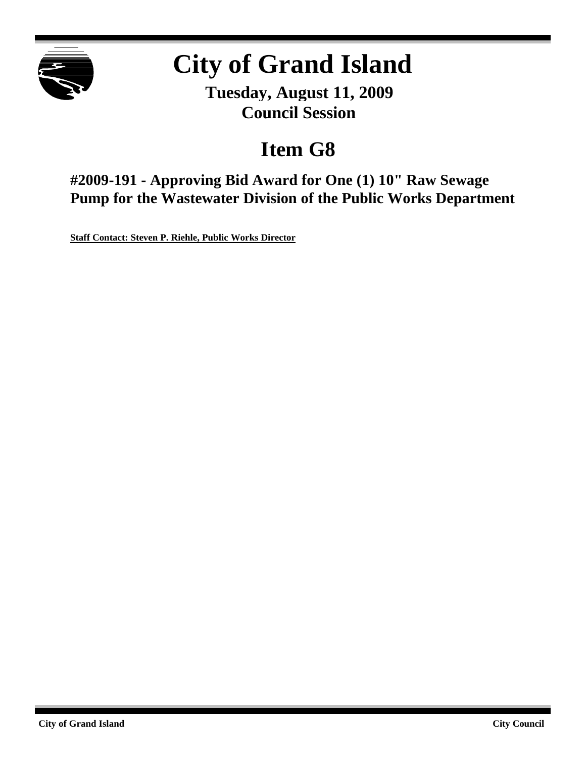# City of Grand Island

**Tuesday, August 11, 2009**
**Council Session**

## Item G8

### #2009-191 - Approving Bid Award for One (1) 10" Raw Sewage Pump for the Wastewater Division of the Public Works Department

**Staff Contact: Steven P. Riehle, Public Works Director**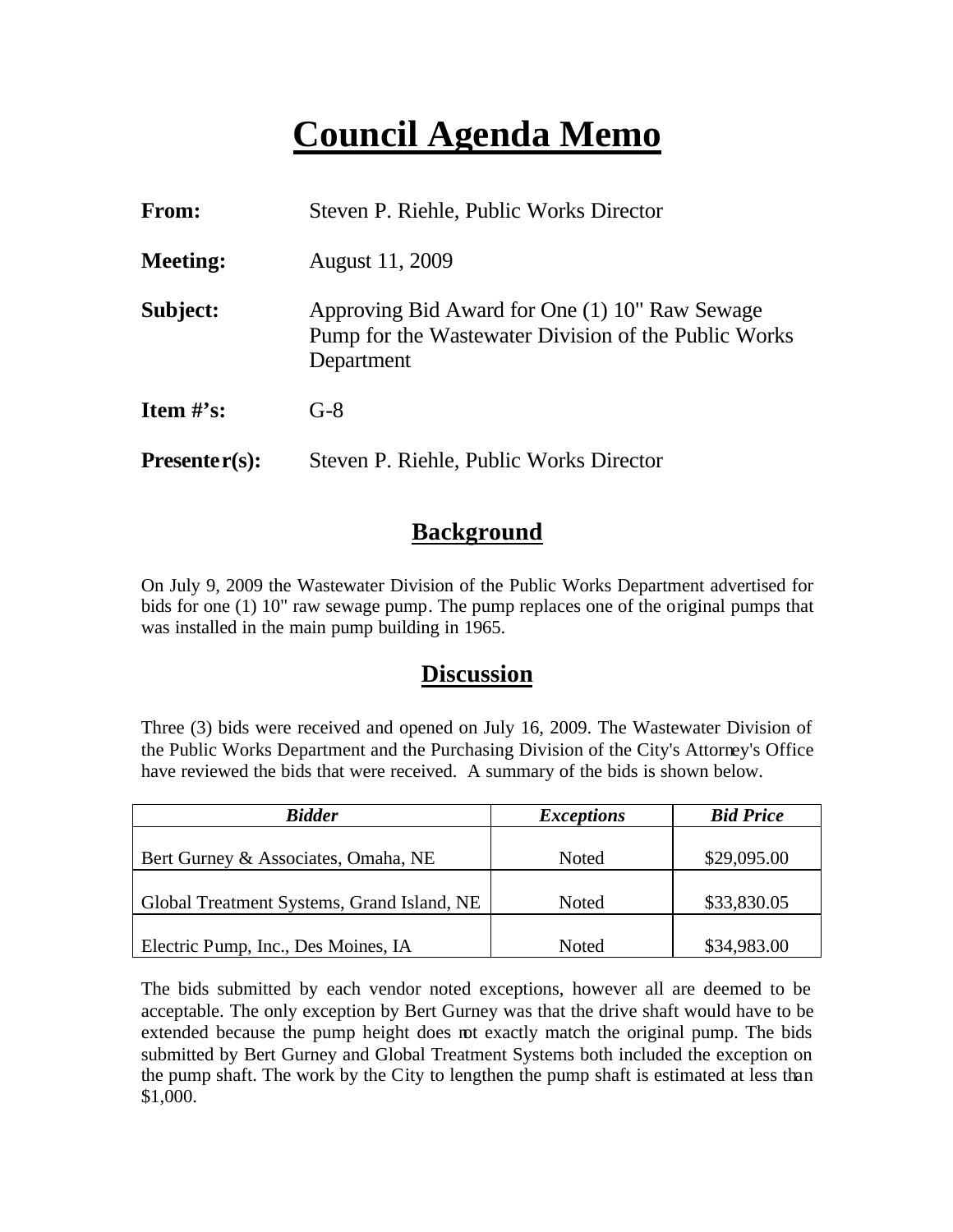# Council Agenda Memo

**From:** Steven P. Riehle, Public Works Director

**Meeting:** August 11, 2009

**Subject:** Approving Bid Award for One (1) 10" Raw Sewage Pump for the Wastewater Division of the Public Works Department

**Item #'s:** G-8

**Presenter(s):** Steven P. Riehle, Public Works Director

## Background

On July 9, 2009 the Wastewater Division of the Public Works Department advertised for bids for one (1) 10" raw sewage pump. The pump replaces one of the original pumps that was installed in the main pump building in 1965.

## Discussion

Three (3) bids were received and opened on July 16, 2009. The Wastewater Division of the Public Works Department and the Purchasing Division of the City's Attorney's Office have reviewed the bids that were received. A summary of the bids is shown below.

| *Bidder* | *Exceptions* | *Bid Price* |
|---|---|---|
| Bert Gurney & Associates, Omaha, NE | Noted | $29,095.00 |
| Global Treatment Systems, Grand Island, NE | Noted | $33,830.05 |
| Electric Pump, Inc., Des Moines, IA | Noted | $34,983.00 |

The bids submitted by each vendor noted exceptions, however all are deemed to be acceptable. The only exception by Bert Gurney was that the drive shaft would have to be extended because the pump height does not exactly match the original pump. The bids submitted by Bert Gurney and Global Treatment Systems both included the exception on the pump shaft. The work by the City to lengthen the pump shaft is estimated at less than $1,000.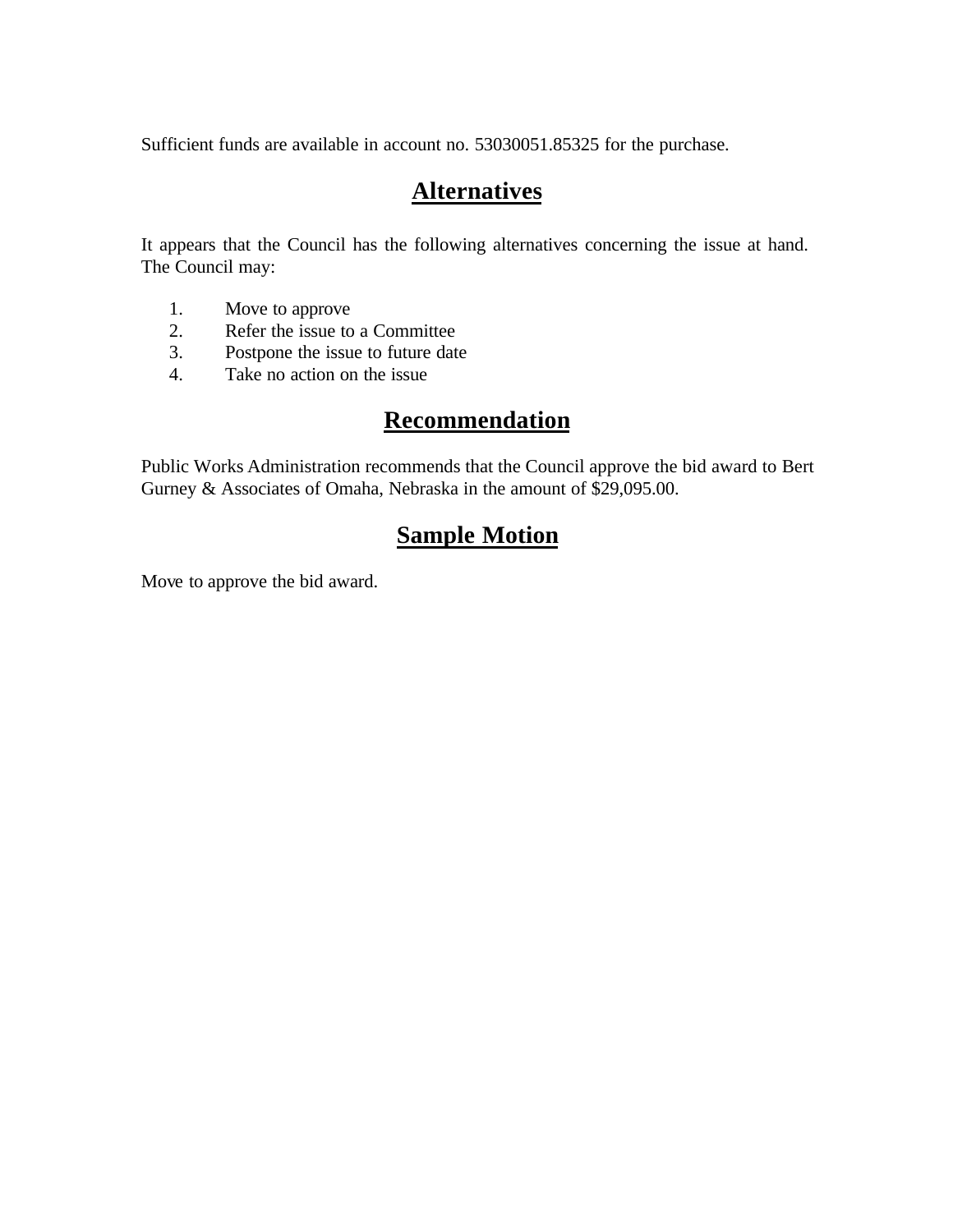Sufficient funds are available in account no. 53030051.85325 for the purchase.

## Alternatives

It appears that the Council has the following alternatives concerning the issue at hand. The Council may:

1. Move to approve
2. Refer the issue to a Committee
3. Postpone the issue to future date
4. Take no action on the issue

## Recommendation

Public Works Administration recommends that the Council approve the bid award to Bert Gurney & Associates of Omaha, Nebraska in the amount of $29,095.00.

## Sample Motion

Move to approve the bid award.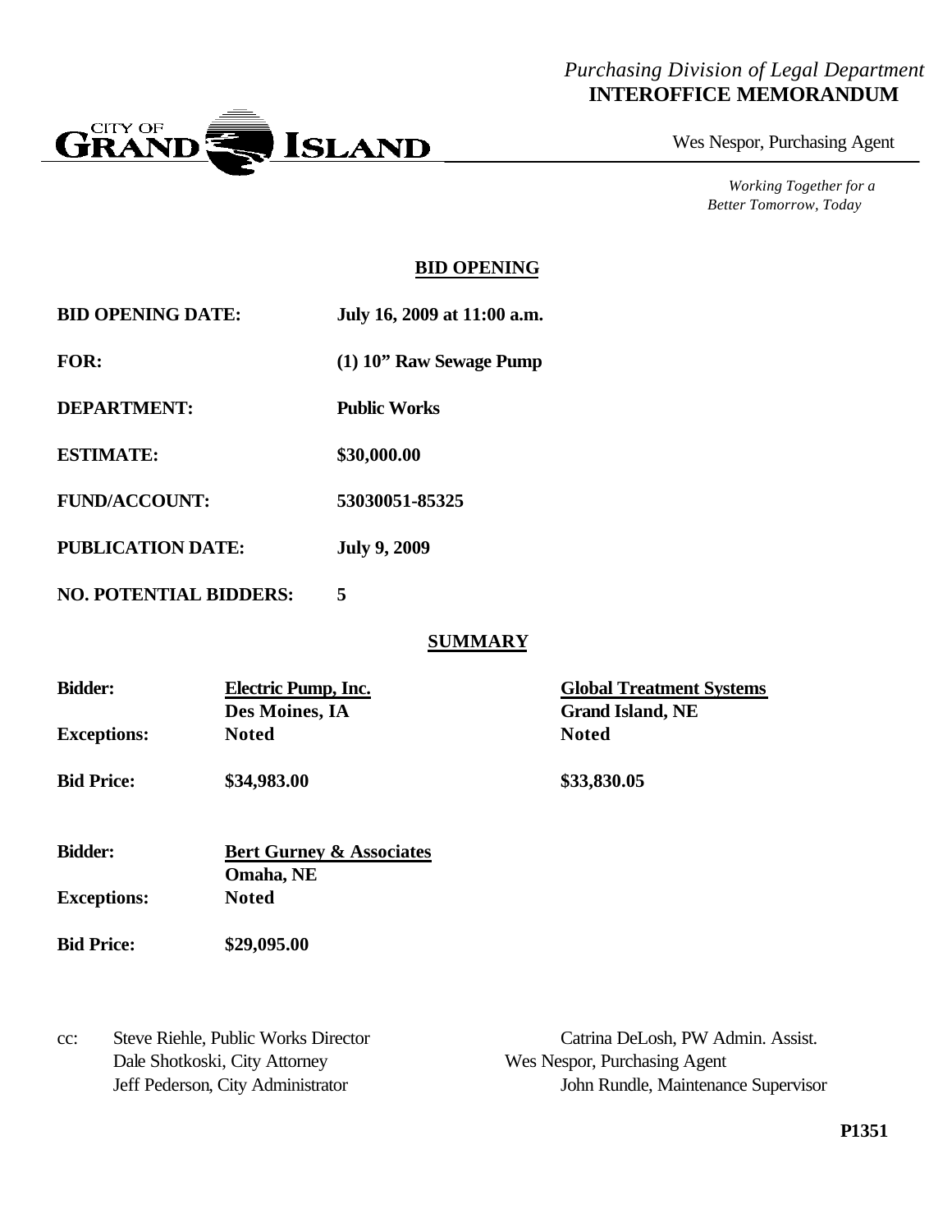*Purchasing Division of Legal Department*
**INTEROFFICE MEMORANDUM**

CITY OF GRAND ISLAND

Wes Nespor, Purchasing Agent

*Working Together for a Better Tomorrow, Today*

## BID OPENING

| | |
|---|---|
| **BID OPENING DATE:** | **July 16, 2009 at 11:00 a.m.** |
| **FOR:** | **(1) 10" Raw Sewage Pump** |
| **DEPARTMENT:** | **Public Works** |
| **ESTIMATE:** | **$30,000.00** |
| **FUND/ACCOUNT:** | **53030051-85325** |
| **PUBLICATION DATE:** | **July 9, 2009** |
| **NO. POTENTIAL BIDDERS:** | **5** |

## SUMMARY

| | | |
|---|---|---|
| **Bidder:** | **Electric Pump, Inc.**<br>**Des Moines, IA** | **Global Treatment Systems**<br>**Grand Island, NE** |
| **Exceptions:** | **Noted** | **Noted** |
| **Bid Price:** | **$34,983.00** | **$33,830.05** |

| | |
|---|---|
| **Bidder:** | **Bert Gurney & Associates**<br>**Omaha, NE** |
| **Exceptions:** | **Noted** |
| **Bid Price:** | **$29,095.00** |

cc: Steve Riehle, Public Works Director
Dale Shotkoski, City Attorney
Jeff Pederson, City Administrator
Catrina DeLosh, PW Admin. Assist.
Wes Nespor, Purchasing Agent
John Rundle, Maintenance Supervisor

**P1351**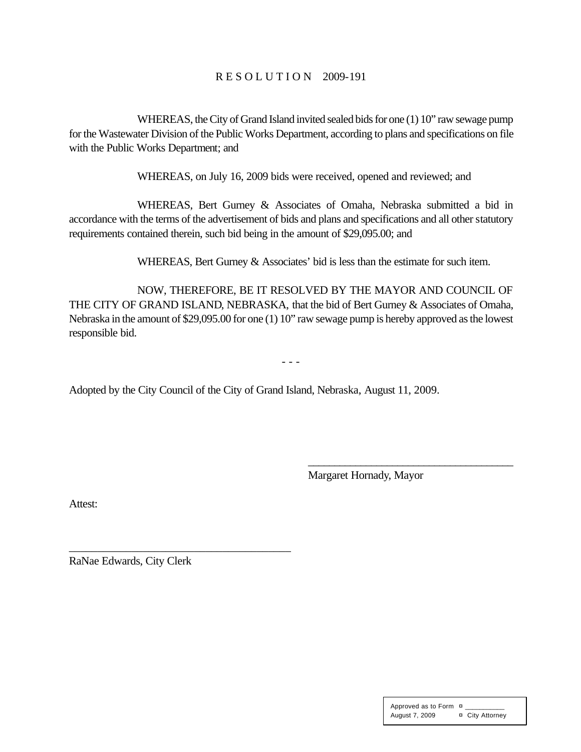# R E S O L U T I O N 2009-191

WHEREAS, the City of Grand Island invited sealed bids for one (1) 10" raw sewage pump for the Wastewater Division of the Public Works Department, according to plans and specifications on file with the Public Works Department; and

WHEREAS, on July 16, 2009 bids were received, opened and reviewed; and

WHEREAS, Bert Gurney & Associates of Omaha, Nebraska submitted a bid in accordance with the terms of the advertisement of bids and plans and specifications and all other statutory requirements contained therein, such bid being in the amount of $29,095.00; and

WHEREAS, Bert Gurney & Associates' bid is less than the estimate for such item.

NOW, THEREFORE, BE IT RESOLVED BY THE MAYOR AND COUNCIL OF THE CITY OF GRAND ISLAND, NEBRASKA, that the bid of Bert Gurney & Associates of Omaha, Nebraska in the amount of $29,095.00 for one (1) 10" raw sewage pump is hereby approved as the lowest responsible bid.

\- - -

Adopted by the City Council of the City of Grand Island, Nebraska, August 11, 2009.

\_\_\_\_\_\_\_\_\_\_\_\_\_\_\_\_\_\_\_\_\_\_\_\_\_\_\_\_\_\_\_\_\_\_\_\_\_\_\_

Margaret Hornady, Mayor

Attest:

\_\_\_\_\_\_\_\_\_\_\_\_\_\_\_\_\_\_\_\_\_\_\_\_\_\_\_\_\_\_\_\_\_\_\_\_\_\_\_

RaNae Edwards, City Clerk

| | |
|---|---|
| Approved as to Form | ¤ \_\_\_\_\_\_\_\_\_\_ |
| August 7, 2009 | ¤ City Attorney |